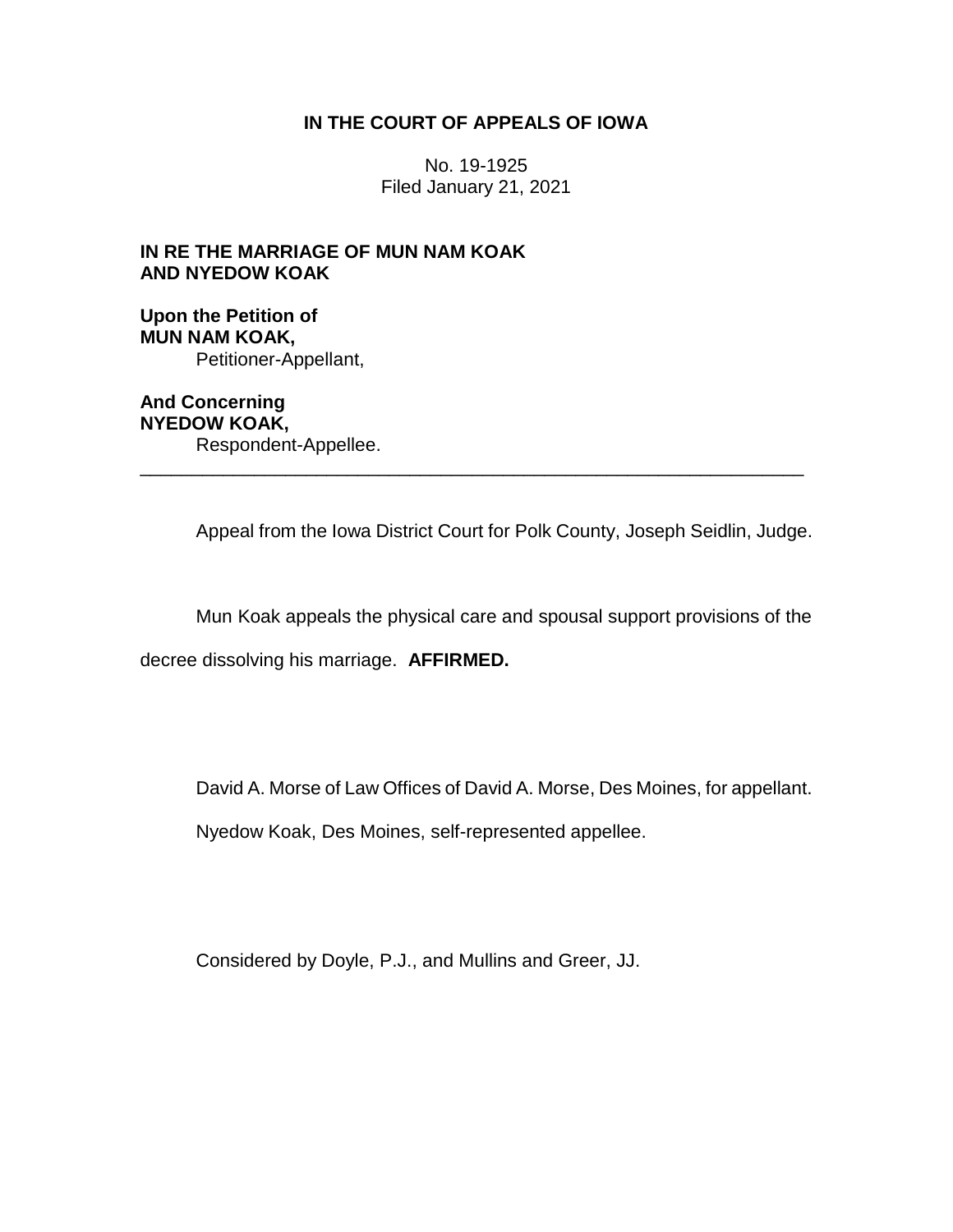**IN THE COURT OF APPEALS OF IOWA**

No. 19-1925
Filed January 21, 2021

**IN RE THE MARRIAGE OF MUN NAM KOAK AND NYEDOW KOAK**

**Upon the Petition of**
**MUN NAM KOAK,**
Petitioner-Appellant,

**And Concerning**
**NYEDOW KOAK,**
Respondent-Appellee.

---

Appeal from the Iowa District Court for Polk County, Joseph Seidlin, Judge.

Mun Koak appeals the physical care and spousal support provisions of the decree dissolving his marriage. **AFFIRMED.**

David A. Morse of Law Offices of David A. Morse, Des Moines, for appellant.

Nyedow Koak, Des Moines, self-represented appellee.

Considered by Doyle, P.J., and Mullins and Greer, JJ.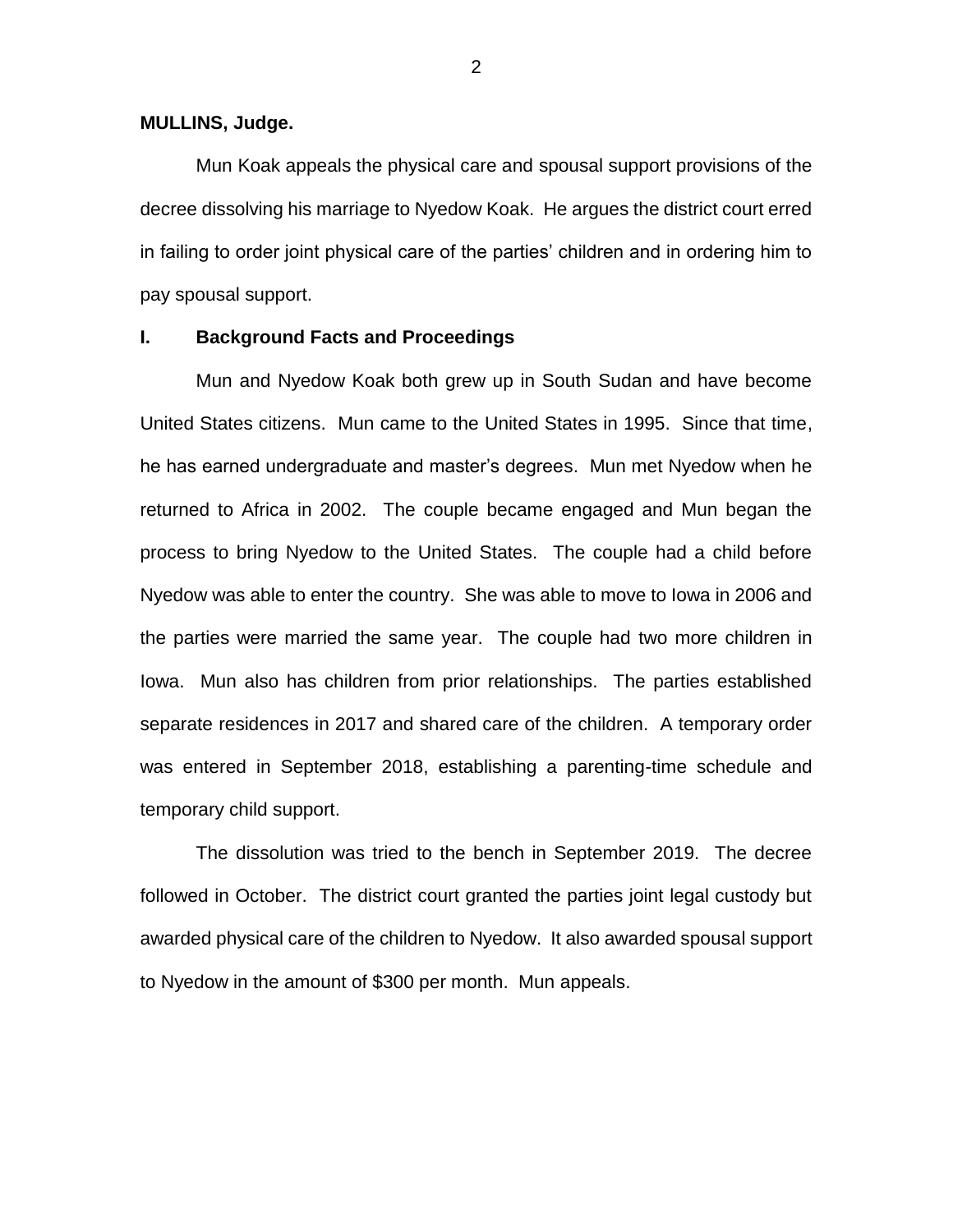**MULLINS, Judge.**

Mun Koak appeals the physical care and spousal support provisions of the decree dissolving his marriage to Nyedow Koak. He argues the district court erred in failing to order joint physical care of the parties' children and in ordering him to pay spousal support.

## I. Background Facts and Proceedings

Mun and Nyedow Koak both grew up in South Sudan and have become United States citizens. Mun came to the United States in 1995. Since that time, he has earned undergraduate and master's degrees. Mun met Nyedow when he returned to Africa in 2002. The couple became engaged and Mun began the process to bring Nyedow to the United States. The couple had a child before Nyedow was able to enter the country. She was able to move to Iowa in 2006 and the parties were married the same year. The couple had two more children in Iowa. Mun also has children from prior relationships. The parties established separate residences in 2017 and shared care of the children. A temporary order was entered in September 2018, establishing a parenting-time schedule and temporary child support.

The dissolution was tried to the bench in September 2019. The decree followed in October. The district court granted the parties joint legal custody but awarded physical care of the children to Nyedow. It also awarded spousal support to Nyedow in the amount of $300 per month. Mun appeals.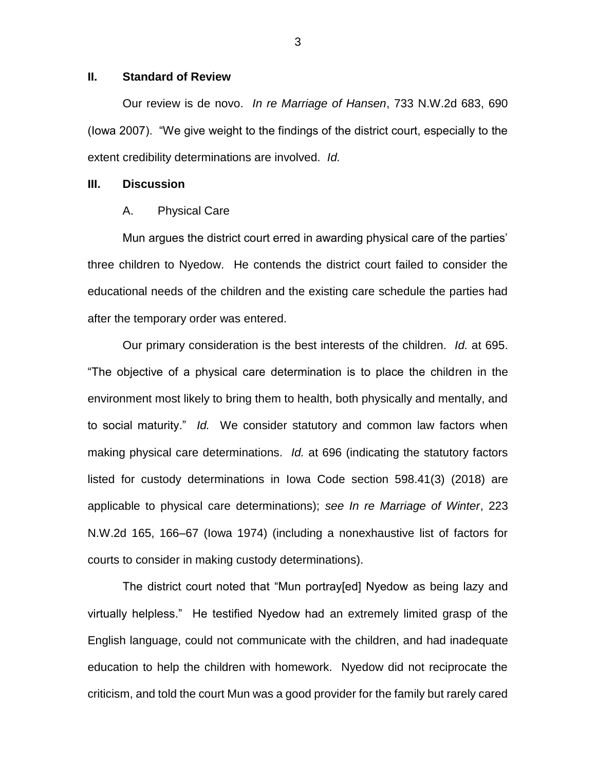## II. Standard of Review

Our review is de novo. *In re Marriage of Hansen*, 733 N.W.2d 683, 690 (Iowa 2007). "We give weight to the findings of the district court, especially to the extent credibility determinations are involved. *Id.*

## III. Discussion

### A. Physical Care

Mun argues the district court erred in awarding physical care of the parties' three children to Nyedow. He contends the district court failed to consider the educational needs of the children and the existing care schedule the parties had after the temporary order was entered.

Our primary consideration is the best interests of the children. *Id.* at 695. "The objective of a physical care determination is to place the children in the environment most likely to bring them to health, both physically and mentally, and to social maturity." *Id.* We consider statutory and common law factors when making physical care determinations. *Id.* at 696 (indicating the statutory factors listed for custody determinations in Iowa Code section 598.41(3) (2018) are applicable to physical care determinations); *see In re Marriage of Winter*, 223 N.W.2d 165, 166–67 (Iowa 1974) (including a nonexhaustive list of factors for courts to consider in making custody determinations).

The district court noted that "Mun portray[ed] Nyedow as being lazy and virtually helpless." He testified Nyedow had an extremely limited grasp of the English language, could not communicate with the children, and had inadequate education to help the children with homework. Nyedow did not reciprocate the criticism, and told the court Mun was a good provider for the family but rarely cared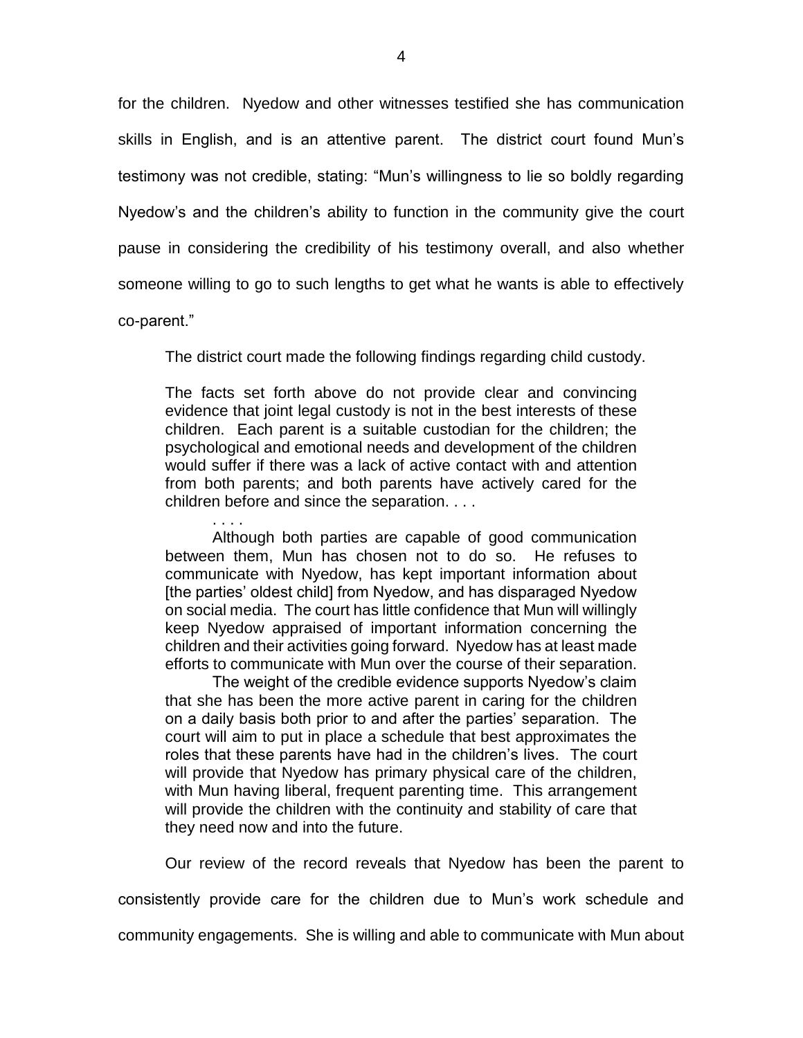for the children. Nyedow and other witnesses testified she has communication skills in English, and is an attentive parent. The district court found Mun's testimony was not credible, stating: "Mun's willingness to lie so boldly regarding Nyedow's and the children's ability to function in the community give the court pause in considering the credibility of his testimony overall, and also whether someone willing to go to such lengths to get what he wants is able to effectively co-parent."

The district court made the following findings regarding child custody.

> The facts set forth above do not provide clear and convincing evidence that joint legal custody is not in the best interests of these children. Each parent is a suitable custodian for the children; the psychological and emotional needs and development of the children would suffer if there was a lack of active contact with and attention from both parents; and both parents have actively cared for the children before and since the separation. . . .
>
> . . . .
>
> Although both parties are capable of good communication between them, Mun has chosen not to do so. He refuses to communicate with Nyedow, has kept important information about [the parties' oldest child] from Nyedow, and has disparaged Nyedow on social media. The court has little confidence that Mun will willingly keep Nyedow appraised of important information concerning the children and their activities going forward. Nyedow has at least made efforts to communicate with Mun over the course of their separation.
>
> The weight of the credible evidence supports Nyedow's claim that she has been the more active parent in caring for the children on a daily basis both prior to and after the parties' separation. The court will aim to put in place a schedule that best approximates the roles that these parents have had in the children's lives. The court will provide that Nyedow has primary physical care of the children, with Mun having liberal, frequent parenting time. This arrangement will provide the children with the continuity and stability of care that they need now and into the future.

Our review of the record reveals that Nyedow has been the parent to consistently provide care for the children due to Mun's work schedule and community engagements. She is willing and able to communicate with Mun about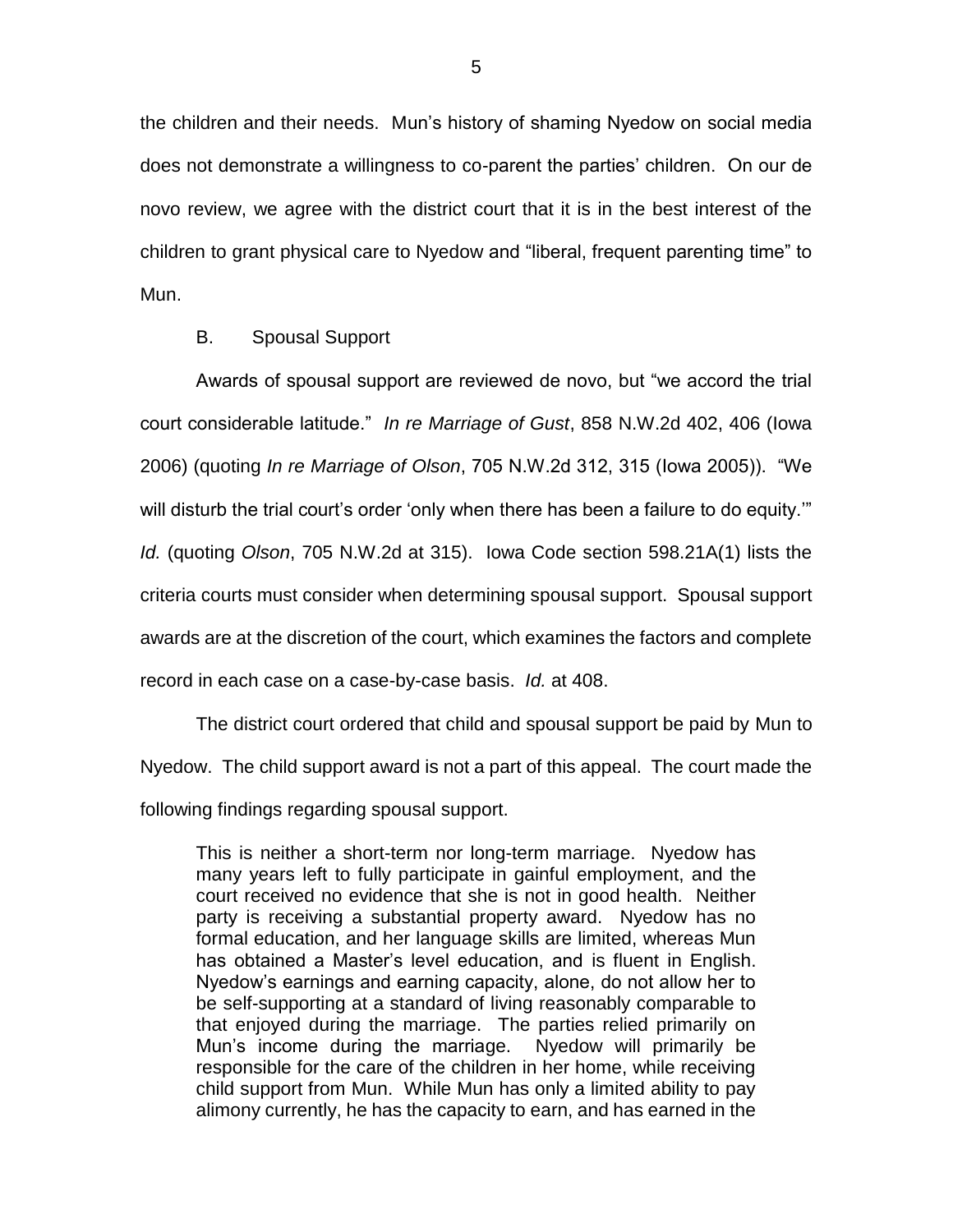the children and their needs. Mun's history of shaming Nyedow on social media does not demonstrate a willingness to co-parent the parties' children. On our de novo review, we agree with the district court that it is in the best interest of the children to grant physical care to Nyedow and "liberal, frequent parenting time" to Mun.

B. Spousal Support

Awards of spousal support are reviewed de novo, but "we accord the trial court considerable latitude." *In re Marriage of Gust*, 858 N.W.2d 402, 406 (Iowa 2006) (quoting *In re Marriage of Olson*, 705 N.W.2d 312, 315 (Iowa 2005)). "We will disturb the trial court's order 'only when there has been a failure to do equity.'" *Id.* (quoting *Olson*, 705 N.W.2d at 315). Iowa Code section 598.21A(1) lists the criteria courts must consider when determining spousal support. Spousal support awards are at the discretion of the court, which examines the factors and complete record in each case on a case-by-case basis. *Id.* at 408.

The district court ordered that child and spousal support be paid by Mun to Nyedow. The child support award is not a part of this appeal. The court made the following findings regarding spousal support.

> This is neither a short-term nor long-term marriage. Nyedow has many years left to fully participate in gainful employment, and the court received no evidence that she is not in good health. Neither party is receiving a substantial property award. Nyedow has no formal education, and her language skills are limited, whereas Mun has obtained a Master's level education, and is fluent in English. Nyedow's earnings and earning capacity, alone, do not allow her to be self-supporting at a standard of living reasonably comparable to that enjoyed during the marriage. The parties relied primarily on Mun's income during the marriage. Nyedow will primarily be responsible for the care of the children in her home, while receiving child support from Mun. While Mun has only a limited ability to pay alimony currently, he has the capacity to earn, and has earned in the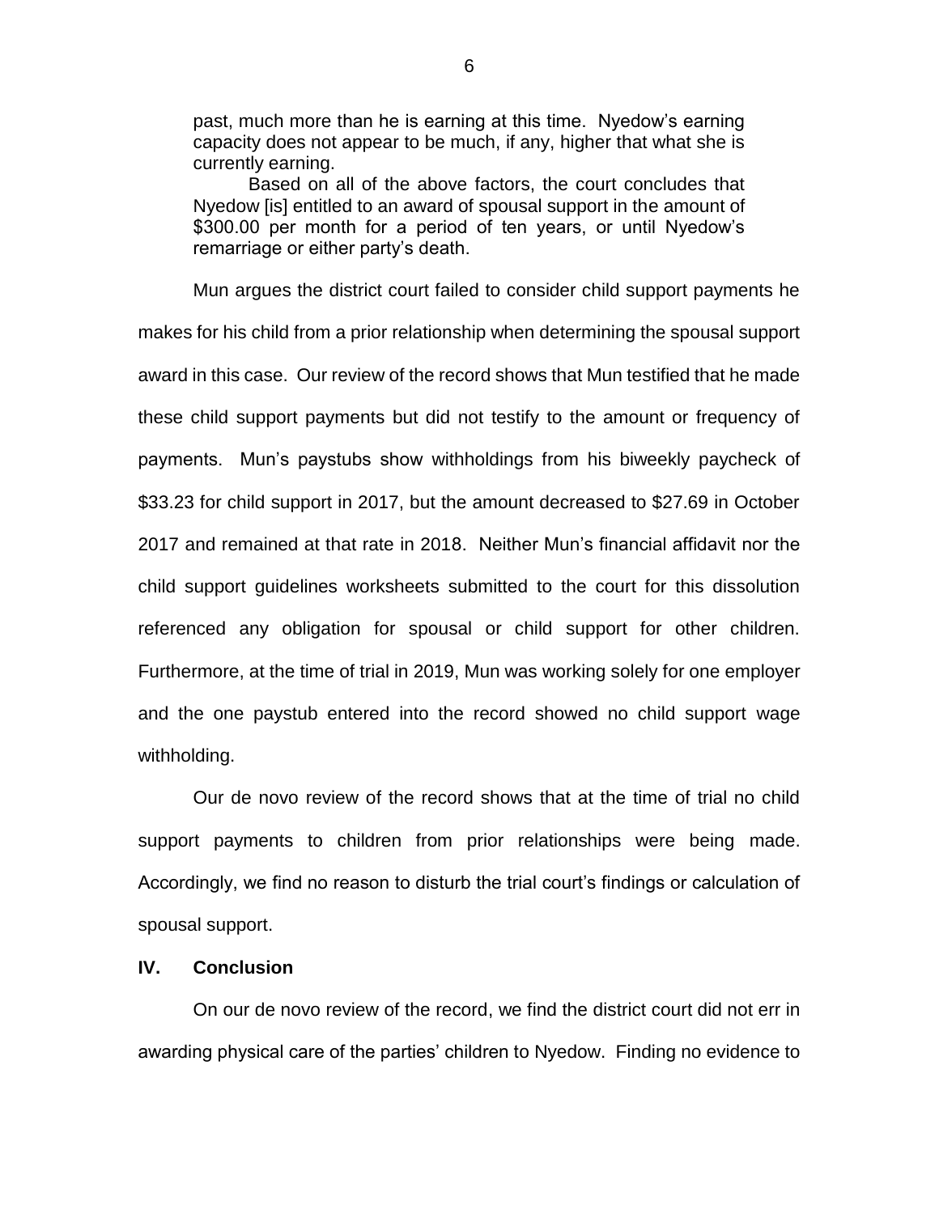> past, much more than he is earning at this time. Nyedow's earning capacity does not appear to be much, if any, higher that what she is currently earning.
>
> Based on all of the above factors, the court concludes that Nyedow [is] entitled to an award of spousal support in the amount of $300.00 per month for a period of ten years, or until Nyedow's remarriage or either party's death.

Mun argues the district court failed to consider child support payments he makes for his child from a prior relationship when determining the spousal support award in this case. Our review of the record shows that Mun testified that he made these child support payments but did not testify to the amount or frequency of payments. Mun's paystubs show withholdings from his biweekly paycheck of $33.23 for child support in 2017, but the amount decreased to $27.69 in October 2017 and remained at that rate in 2018. Neither Mun's financial affidavit nor the child support guidelines worksheets submitted to the court for this dissolution referenced any obligation for spousal or child support for other children. Furthermore, at the time of trial in 2019, Mun was working solely for one employer and the one paystub entered into the record showed no child support wage withholding.

Our de novo review of the record shows that at the time of trial no child support payments to children from prior relationships were being made. Accordingly, we find no reason to disturb the trial court's findings or calculation of spousal support.

## IV. Conclusion

On our de novo review of the record, we find the district court did not err in awarding physical care of the parties' children to Nyedow. Finding no evidence to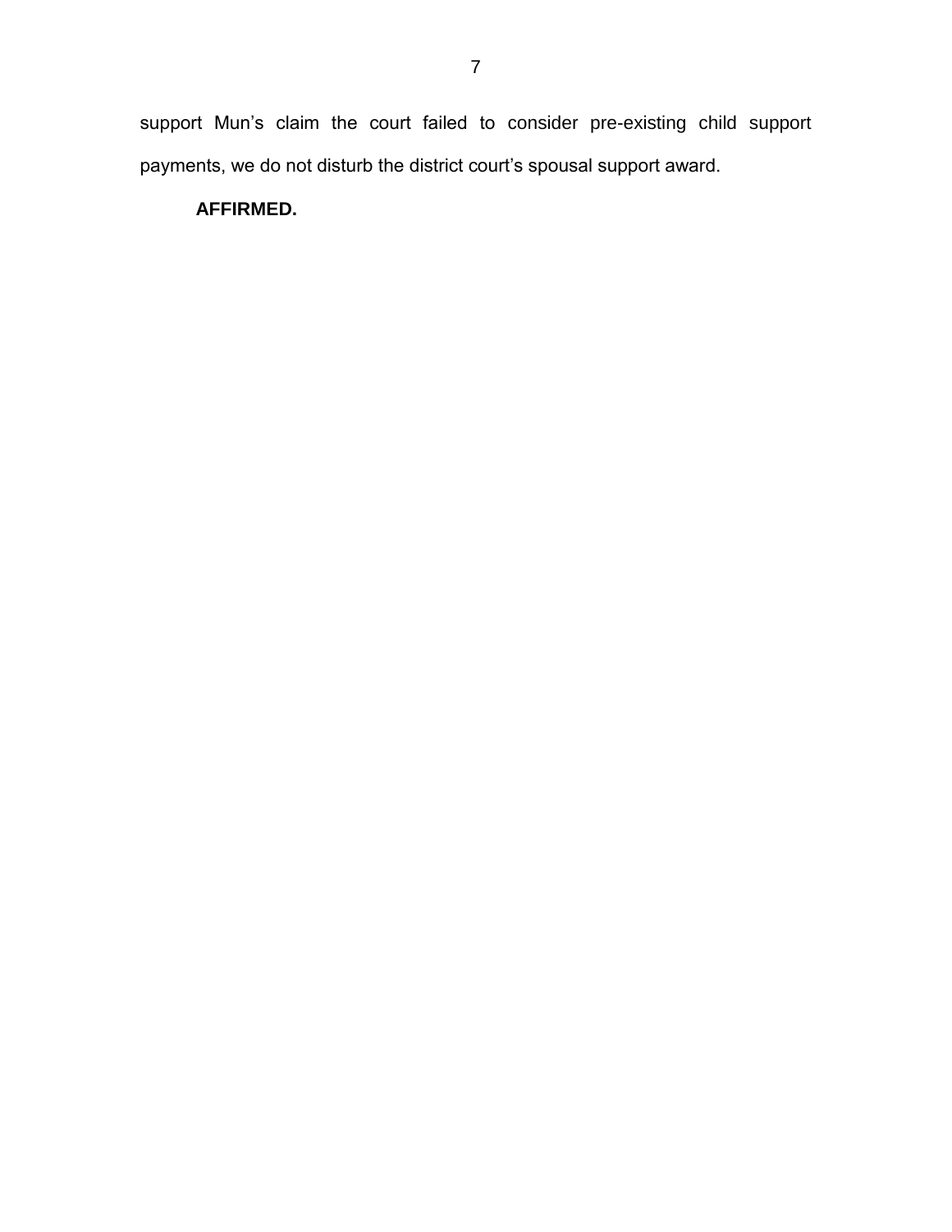support Mun's claim the court failed to consider pre-existing child support payments, we do not disturb the district court's spousal support award.

**AFFIRMED.**